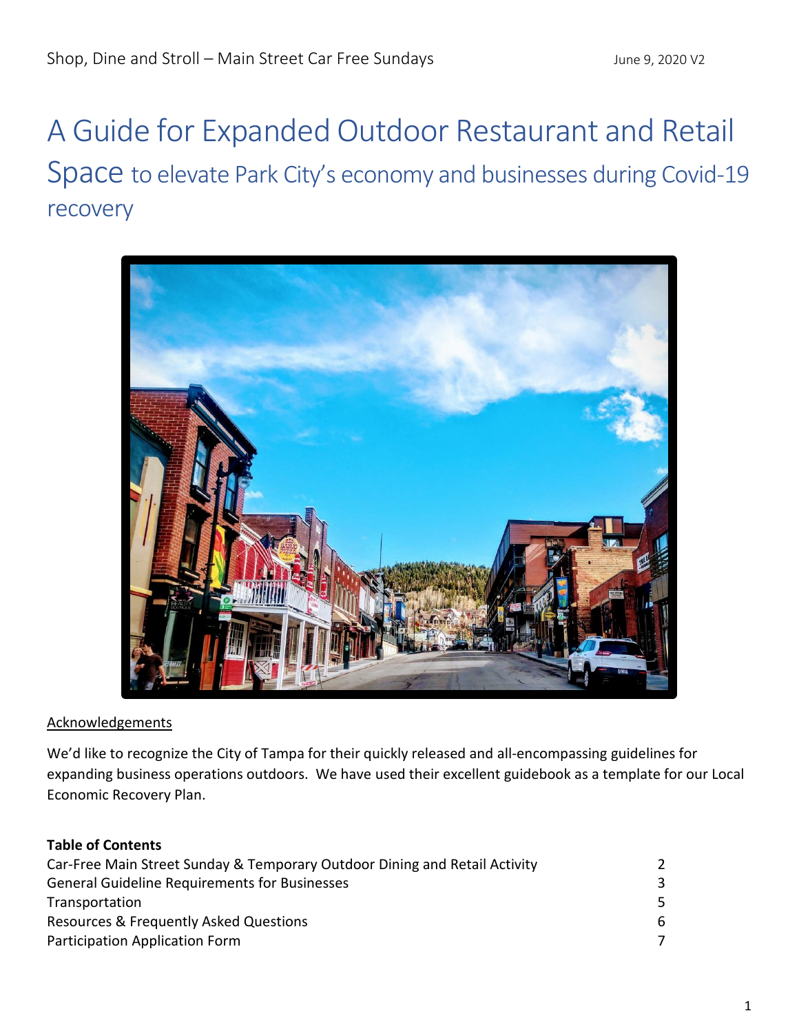Shop, Dine and Stroll – Main Street Car Free Sundays

June 9, 2020 V2

# A Guide for Expanded Outdoor Restaurant and Retail Space to elevate Park City's economy and businesses during Covid-19 recovery

Acknowledgements

We'd like to recognize the City of Tampa for their quickly released and all-encompassing guidelines for expanding business operations outdoors. We have used their excellent guidebook as a template for our Local Economic Recovery Plan.

**Table of Contents**

| | |
|---|---|
| Car-Free Main Street Sunday & Temporary Outdoor Dining and Retail Activity | 2 |
| General Guideline Requirements for Businesses | 3 |
| Transportation | 5 |
| Resources & Frequently Asked Questions | 6 |
| Participation Application Form | 7 |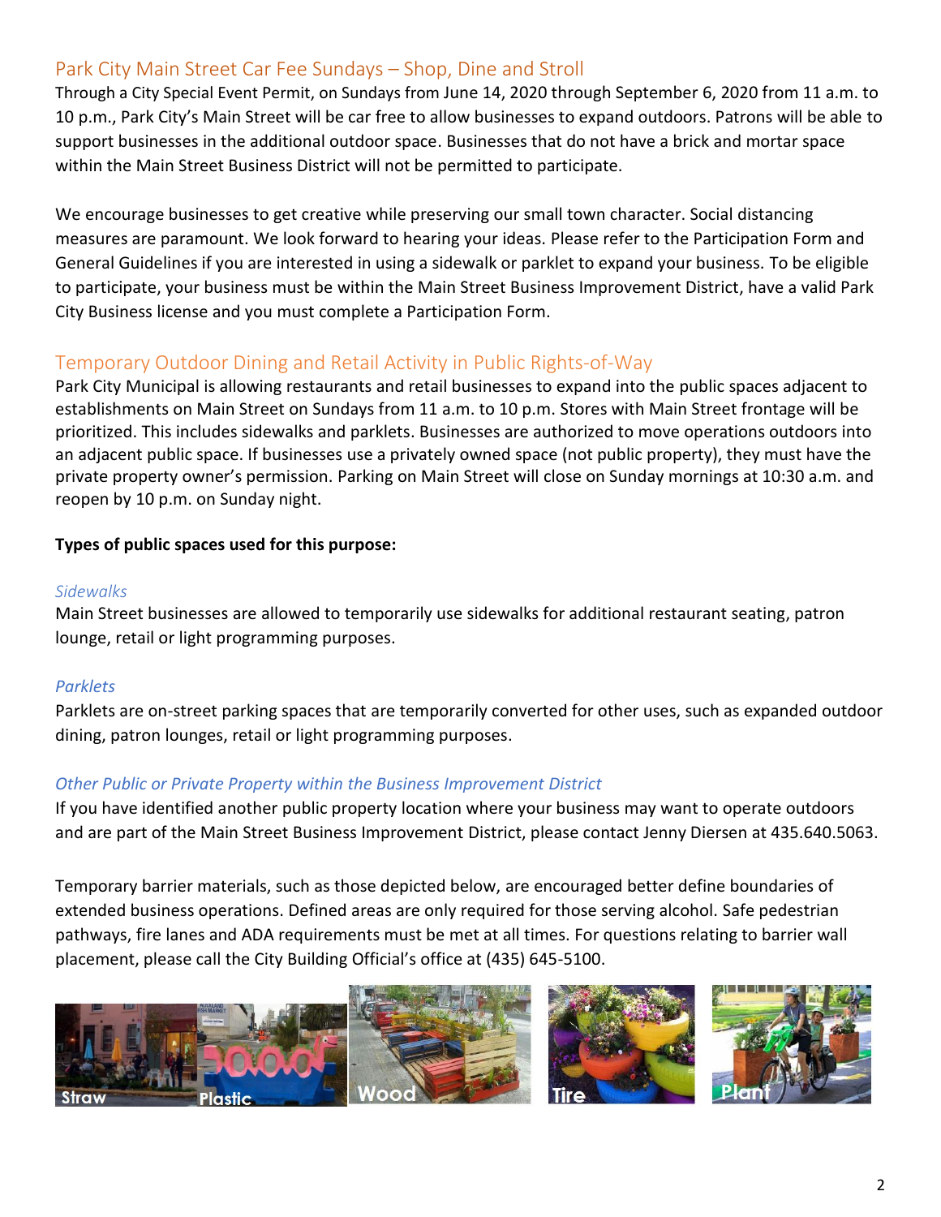## Park City Main Street Car Fee Sundays – Shop, Dine and Stroll

Through a City Special Event Permit, on Sundays from June 14, 2020 through September 6, 2020 from 11 a.m. to 10 p.m., Park City's Main Street will be car free to allow businesses to expand outdoors. Patrons will be able to support businesses in the additional outdoor space. Businesses that do not have a brick and mortar space within the Main Street Business District will not be permitted to participate.

We encourage businesses to get creative while preserving our small town character. Social distancing measures are paramount. We look forward to hearing your ideas. Please refer to the Participation Form and General Guidelines if you are interested in using a sidewalk or parklet to expand your business. To be eligible to participate, your business must be within the Main Street Business Improvement District, have a valid Park City Business license and you must complete a Participation Form.

## Temporary Outdoor Dining and Retail Activity in Public Rights-of-Way

Park City Municipal is allowing restaurants and retail businesses to expand into the public spaces adjacent to establishments on Main Street on Sundays from 11 a.m. to 10 p.m. Stores with Main Street frontage will be prioritized. This includes sidewalks and parklets. Businesses are authorized to move operations outdoors into an adjacent public space. If businesses use a privately owned space (not public property), they must have the private property owner's permission. Parking on Main Street will close on Sunday mornings at 10:30 a.m. and reopen by 10 p.m. on Sunday night.

**Types of public spaces used for this purpose:**

### *Sidewalks*

Main Street businesses are allowed to temporarily use sidewalks for additional restaurant seating, patron lounge, retail or light programming purposes.

### *Parklets*

Parklets are on-street parking spaces that are temporarily converted for other uses, such as expanded outdoor dining, patron lounges, retail or light programming purposes.

### *Other Public or Private Property within the Business Improvement District*

If you have identified another public property location where your business may want to operate outdoors and are part of the Main Street Business Improvement District, please contact Jenny Diersen at 435.640.5063.

Temporary barrier materials, such as those depicted below, are encouraged better define boundaries of extended business operations. Defined areas are only required for those serving alcohol. Safe pedestrian pathways, fire lanes and ADA requirements must be met at all times. For questions relating to barrier wall placement, please call the City Building Official's office at (435) 645-5100.

Straw Plastic Wood Tire Plant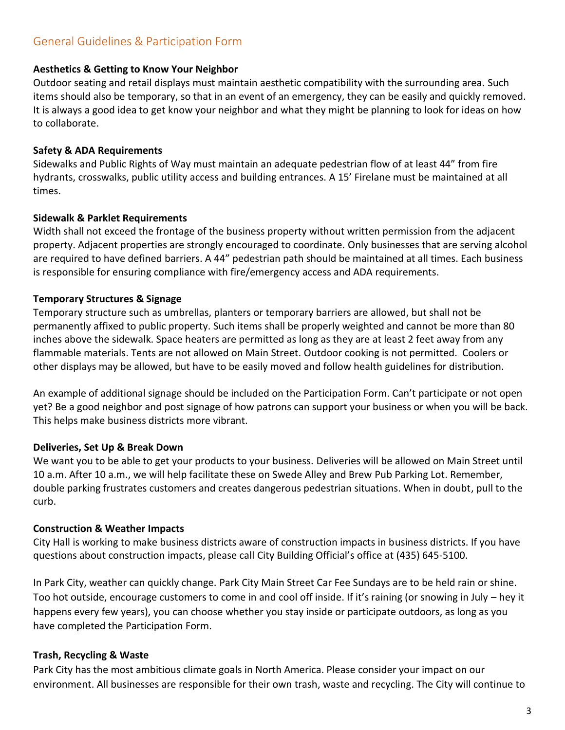## General Guidelines & Participation Form

**Aesthetics & Getting to Know Your Neighbor**

Outdoor seating and retail displays must maintain aesthetic compatibility with the surrounding area. Such items should also be temporary, so that in an event of an emergency, they can be easily and quickly removed. It is always a good idea to get know your neighbor and what they might be planning to look for ideas on how to collaborate.

**Safety & ADA Requirements**

Sidewalks and Public Rights of Way must maintain an adequate pedestrian flow of at least 44" from fire hydrants, crosswalks, public utility access and building entrances. A 15' Firelane must be maintained at all times.

**Sidewalk & Parklet Requirements**

Width shall not exceed the frontage of the business property without written permission from the adjacent property. Adjacent properties are strongly encouraged to coordinate. Only businesses that are serving alcohol are required to have defined barriers. A 44" pedestrian path should be maintained at all times. Each business is responsible for ensuring compliance with fire/emergency access and ADA requirements.

**Temporary Structures & Signage**

Temporary structure such as umbrellas, planters or temporary barriers are allowed, but shall not be permanently affixed to public property. Such items shall be properly weighted and cannot be more than 80 inches above the sidewalk. Space heaters are permitted as long as they are at least 2 feet away from any flammable materials. Tents are not allowed on Main Street. Outdoor cooking is not permitted. Coolers or other displays may be allowed, but have to be easily moved and follow health guidelines for distribution.

An example of additional signage should be included on the Participation Form. Can't participate or not open yet? Be a good neighbor and post signage of how patrons can support your business or when you will be back. This helps make business districts more vibrant.

**Deliveries, Set Up & Break Down**

We want you to be able to get your products to your business. Deliveries will be allowed on Main Street until 10 a.m. After 10 a.m., we will help facilitate these on Swede Alley and Brew Pub Parking Lot. Remember, double parking frustrates customers and creates dangerous pedestrian situations. When in doubt, pull to the curb.

**Construction & Weather Impacts**

City Hall is working to make business districts aware of construction impacts in business districts. If you have questions about construction impacts, please call City Building Official's office at (435) 645-5100.

In Park City, weather can quickly change. Park City Main Street Car Fee Sundays are to be held rain or shine. Too hot outside, encourage customers to come in and cool off inside. If it's raining (or snowing in July – hey it happens every few years), you can choose whether you stay inside or participate outdoors, as long as you have completed the Participation Form.

**Trash, Recycling & Waste**

Park City has the most ambitious climate goals in North America. Please consider your impact on our environment. All businesses are responsible for their own trash, waste and recycling. The City will continue to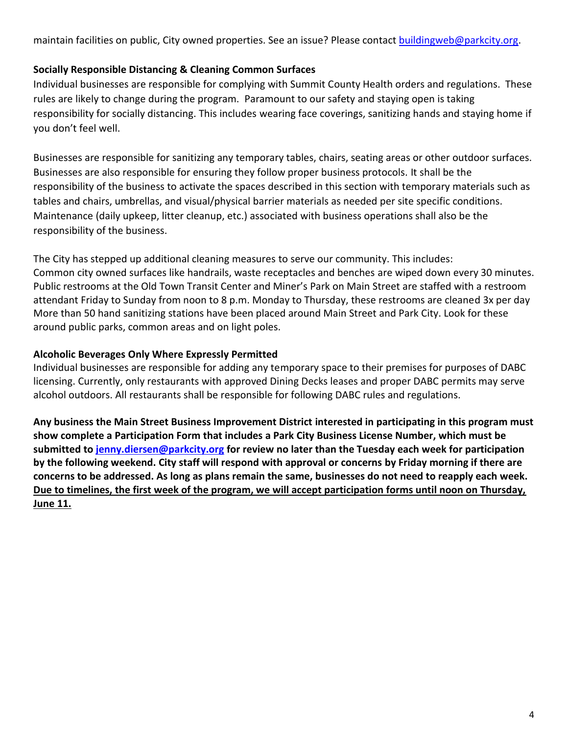maintain facilities on public, City owned properties. See an issue? Please contact buildingweb@parkcity.org.

**Socially Responsible Distancing & Cleaning Common Surfaces**

Individual businesses are responsible for complying with Summit County Health orders and regulations. These rules are likely to change during the program. Paramount to our safety and staying open is taking responsibility for socially distancing. This includes wearing face coverings, sanitizing hands and staying home if you don't feel well.

Businesses are responsible for sanitizing any temporary tables, chairs, seating areas or other outdoor surfaces. Businesses are also responsible for ensuring they follow proper business protocols. It shall be the responsibility of the business to activate the spaces described in this section with temporary materials such as tables and chairs, umbrellas, and visual/physical barrier materials as needed per site specific conditions. Maintenance (daily upkeep, litter cleanup, etc.) associated with business operations shall also be the responsibility of the business.

The City has stepped up additional cleaning measures to serve our community. This includes:
Common city owned surfaces like handrails, waste receptacles and benches are wiped down every 30 minutes.
Public restrooms at the Old Town Transit Center and Miner's Park on Main Street are staffed with a restroom attendant Friday to Sunday from noon to 8 p.m. Monday to Thursday, these restrooms are cleaned 3x per day
More than 50 hand sanitizing stations have been placed around Main Street and Park City. Look for these around public parks, common areas and on light poles.

**Alcoholic Beverages Only Where Expressly Permitted**

Individual businesses are responsible for adding any temporary space to their premises for purposes of DABC licensing. Currently, only restaurants with approved Dining Decks leases and proper DABC permits may serve alcohol outdoors. All restaurants shall be responsible for following DABC rules and regulations.

**Any business the Main Street Business Improvement District interested in participating in this program must show complete a Participation Form that includes a Park City Business License Number, which must be submitted to jenny.diersen@parkcity.org for review no later than the Tuesday each week for participation by the following weekend. City staff will respond with approval or concerns by Friday morning if there are concerns to be addressed. As long as plans remain the same, businesses do not need to reapply each week. <u>Due to timelines, the first week of the program, we will accept participation forms until noon on Thursday, June 11.</u>**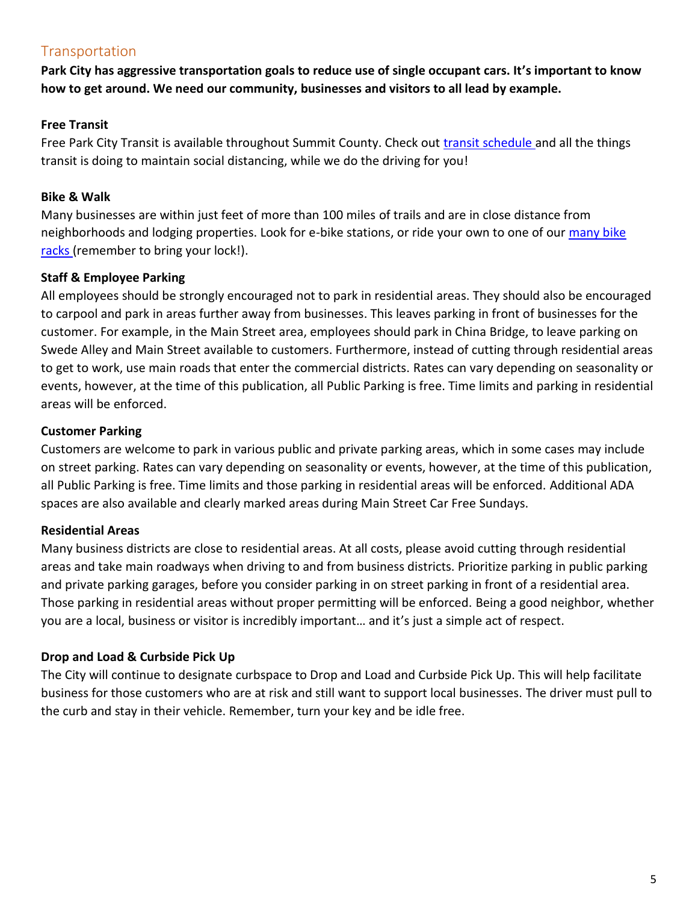## Transportation

**Park City has aggressive transportation goals to reduce use of single occupant cars. It's important to know how to get around. We need our community, businesses and visitors to all lead by example.**

### Free Transit

Free Park City Transit is available throughout Summit County. Check out transit schedule and all the things transit is doing to maintain social distancing, while we do the driving for you!

### Bike & Walk

Many businesses are within just feet of more than 100 miles of trails and are in close distance from neighborhoods and lodging properties. Look for e-bike stations, or ride your own to one of our many bike racks (remember to bring your lock!).

### Staff & Employee Parking

All employees should be strongly encouraged not to park in residential areas. They should also be encouraged to carpool and park in areas further away from businesses. This leaves parking in front of businesses for the customer. For example, in the Main Street area, employees should park in China Bridge, to leave parking on Swede Alley and Main Street available to customers. Furthermore, instead of cutting through residential areas to get to work, use main roads that enter the commercial districts. Rates can vary depending on seasonality or events, however, at the time of this publication, all Public Parking is free. Time limits and parking in residential areas will be enforced.

### Customer Parking

Customers are welcome to park in various public and private parking areas, which in some cases may include on street parking. Rates can vary depending on seasonality or events, however, at the time of this publication, all Public Parking is free. Time limits and those parking in residential areas will be enforced. Additional ADA spaces are also available and clearly marked areas during Main Street Car Free Sundays.

### Residential Areas

Many business districts are close to residential areas. At all costs, please avoid cutting through residential areas and take main roadways when driving to and from business districts. Prioritize parking in public parking and private parking garages, before you consider parking in on street parking in front of a residential area. Those parking in residential areas without proper permitting will be enforced. Being a good neighbor, whether you are a local, business or visitor is incredibly important… and it's just a simple act of respect.

### Drop and Load & Curbside Pick Up

The City will continue to designate curbspace to Drop and Load and Curbside Pick Up. This will help facilitate business for those customers who are at risk and still want to support local businesses. The driver must pull to the curb and stay in their vehicle. Remember, turn your key and be idle free.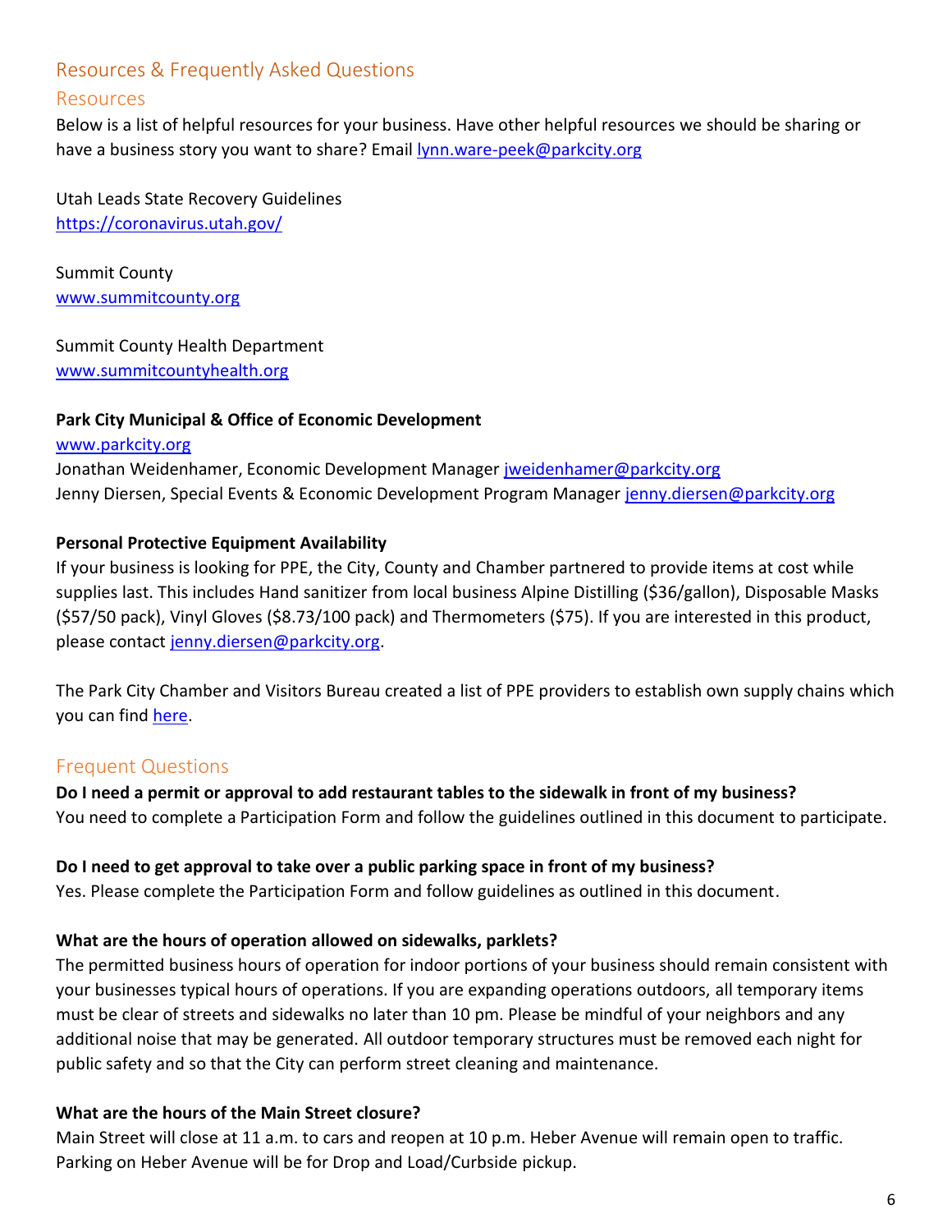## Resources & Frequently Asked Questions

### Resources

Below is a list of helpful resources for your business. Have other helpful resources we should be sharing or have a business story you want to share? Email lynn.ware-peek@parkcity.org

Utah Leads State Recovery Guidelines
https://coronavirus.utah.gov/

Summit County
www.summitcounty.org

Summit County Health Department
www.summitcountyhealth.org

**Park City Municipal & Office of Economic Development**
www.parkcity.org
Jonathan Weidenhamer, Economic Development Manager jweidenhamer@parkcity.org
Jenny Diersen, Special Events & Economic Development Program Manager jenny.diersen@parkcity.org

**Personal Protective Equipment Availability**
If your business is looking for PPE, the City, County and Chamber partnered to provide items at cost while supplies last. This includes Hand sanitizer from local business Alpine Distilling ($36/gallon), Disposable Masks ($57/50 pack), Vinyl Gloves ($8.73/100 pack) and Thermometers ($75). If you are interested in this product, please contact jenny.diersen@parkcity.org.

The Park City Chamber and Visitors Bureau created a list of PPE providers to establish own supply chains which you can find here.

### Frequent Questions

**Do I need a permit or approval to add restaurant tables to the sidewalk in front of my business?**
You need to complete a Participation Form and follow the guidelines outlined in this document to participate.

**Do I need to get approval to take over a public parking space in front of my business?**
Yes. Please complete the Participation Form and follow guidelines as outlined in this document.

**What are the hours of operation allowed on sidewalks, parklets?**
The permitted business hours of operation for indoor portions of your business should remain consistent with your businesses typical hours of operations. If you are expanding operations outdoors, all temporary items must be clear of streets and sidewalks no later than 10 pm. Please be mindful of your neighbors and any additional noise that may be generated. All outdoor temporary structures must be removed each night for public safety and so that the City can perform street cleaning and maintenance.

**What are the hours of the Main Street closure?**
Main Street will close at 11 a.m. to cars and reopen at 10 p.m. Heber Avenue will remain open to traffic. Parking on Heber Avenue will be for Drop and Load/Curbside pickup.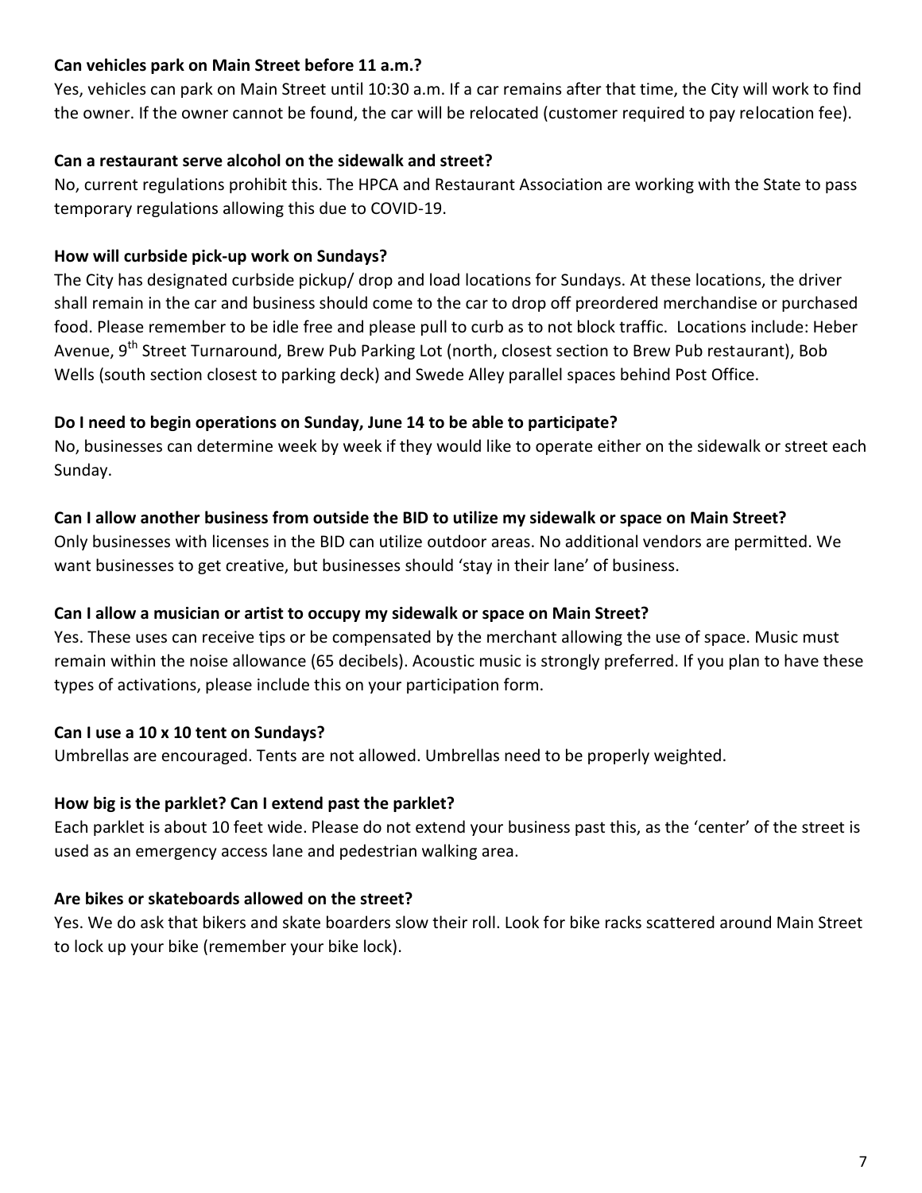**Can vehicles park on Main Street before 11 a.m.?**

Yes, vehicles can park on Main Street until 10:30 a.m. If a car remains after that time, the City will work to find the owner. If the owner cannot be found, the car will be relocated (customer required to pay relocation fee).

**Can a restaurant serve alcohol on the sidewalk and street?**

No, current regulations prohibit this. The HPCA and Restaurant Association are working with the State to pass temporary regulations allowing this due to COVID-19.

**How will curbside pick-up work on Sundays?**

The City has designated curbside pickup/ drop and load locations for Sundays. At these locations, the driver shall remain in the car and business should come to the car to drop off preordered merchandise or purchased food. Please remember to be idle free and please pull to curb as to not block traffic. Locations include: Heber Avenue, 9th Street Turnaround, Brew Pub Parking Lot (north, closest section to Brew Pub restaurant), Bob Wells (south section closest to parking deck) and Swede Alley parallel spaces behind Post Office.

**Do I need to begin operations on Sunday, June 14 to be able to participate?**

No, businesses can determine week by week if they would like to operate either on the sidewalk or street each Sunday.

**Can I allow another business from outside the BID to utilize my sidewalk or space on Main Street?**

Only businesses with licenses in the BID can utilize outdoor areas. No additional vendors are permitted. We want businesses to get creative, but businesses should 'stay in their lane' of business.

**Can I allow a musician or artist to occupy my sidewalk or space on Main Street?**

Yes. These uses can receive tips or be compensated by the merchant allowing the use of space. Music must remain within the noise allowance (65 decibels). Acoustic music is strongly preferred. If you plan to have these types of activations, please include this on your participation form.

**Can I use a 10 x 10 tent on Sundays?**

Umbrellas are encouraged. Tents are not allowed. Umbrellas need to be properly weighted.

**How big is the parklet? Can I extend past the parklet?**

Each parklet is about 10 feet wide. Please do not extend your business past this, as the 'center' of the street is used as an emergency access lane and pedestrian walking area.

**Are bikes or skateboards allowed on the street?**

Yes. We do ask that bikers and skate boarders slow their roll. Look for bike racks scattered around Main Street to lock up your bike (remember your bike lock).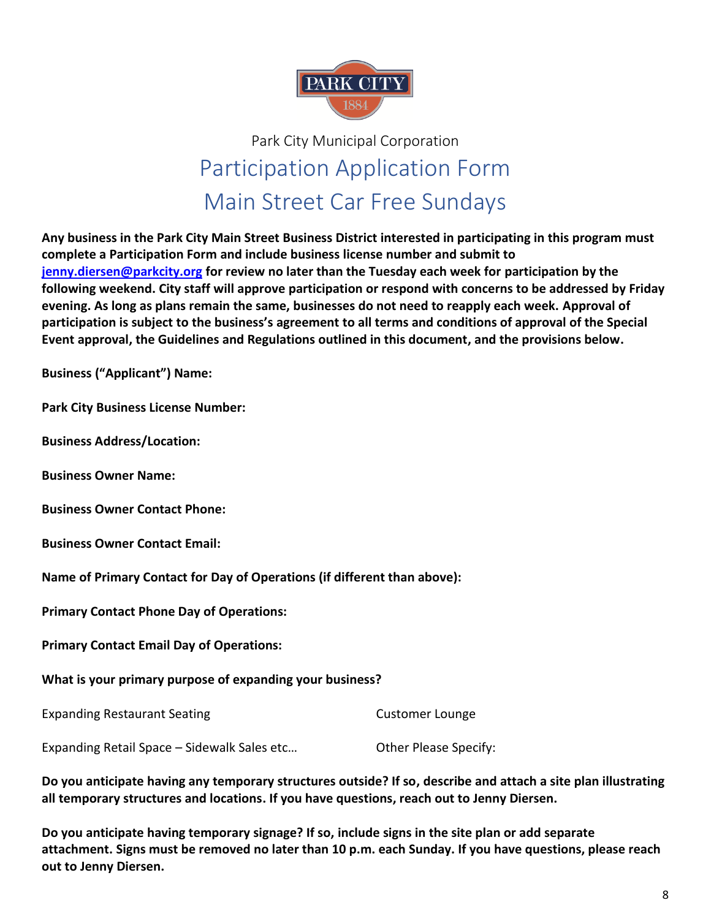Park City Municipal Corporation

# Participation Application Form
# Main Street Car Free Sundays

**Any business in the Park City Main Street Business District interested in participating in this program must complete a Participation Form and include business license number and submit to jenny.diersen@parkcity.org for review no later than the Tuesday each week for participation by the following weekend. City staff will approve participation or respond with concerns to be addressed by Friday evening. As long as plans remain the same, businesses do not need to reapply each week. Approval of participation is subject to the business's agreement to all terms and conditions of approval of the Special Event approval, the Guidelines and Regulations outlined in this document, and the provisions below.**

**Business ("Applicant") Name:**

**Park City Business License Number:**

**Business Address/Location:**

**Business Owner Name:**

**Business Owner Contact Phone:**

**Business Owner Contact Email:**

**Name of Primary Contact for Day of Operations (if different than above):**

**Primary Contact Phone Day of Operations:**

**Primary Contact Email Day of Operations:**

**What is your primary purpose of expanding your business?**

Expanding Restaurant Seating

Customer Lounge

Expanding Retail Space – Sidewalk Sales etc…

Other Please Specify:

**Do you anticipate having any temporary structures outside? If so, describe and attach a site plan illustrating all temporary structures and locations. If you have questions, reach out to Jenny Diersen.**

**Do you anticipate having temporary signage? If so, include signs in the site plan or add separate attachment. Signs must be removed no later than 10 p.m. each Sunday. If you have questions, please reach out to Jenny Diersen.**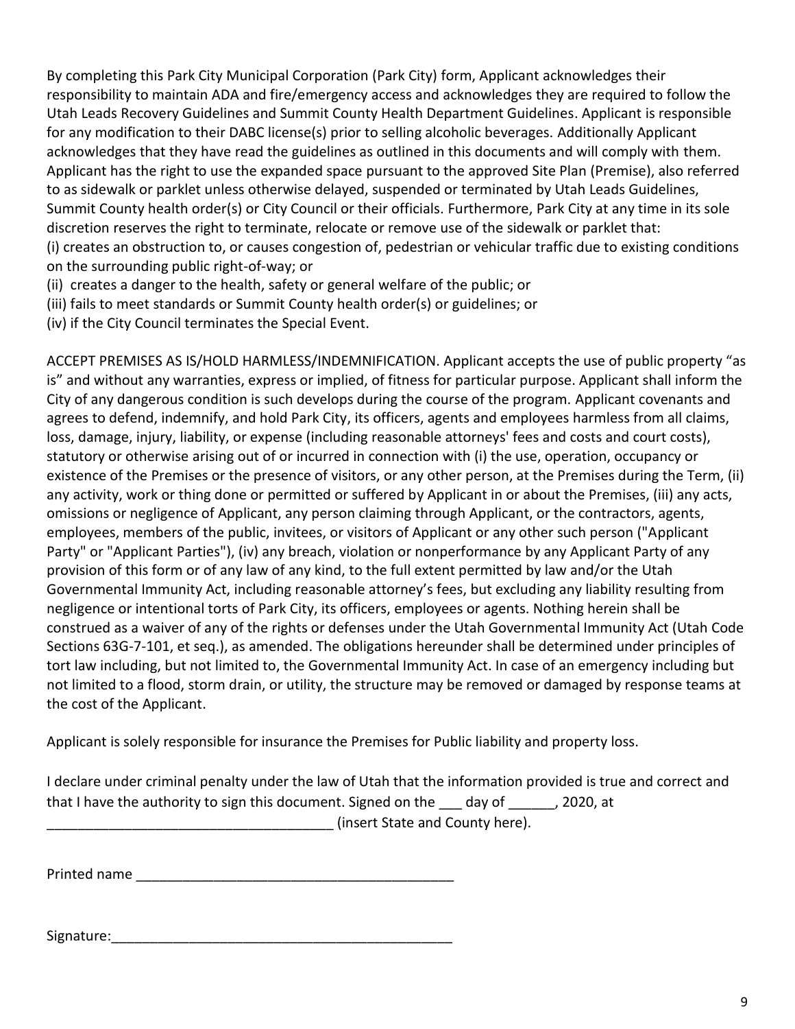By completing this Park City Municipal Corporation (Park City) form, Applicant acknowledges their responsibility to maintain ADA and fire/emergency access and acknowledges they are required to follow the Utah Leads Recovery Guidelines and Summit County Health Department Guidelines. Applicant is responsible for any modification to their DABC license(s) prior to selling alcoholic beverages. Additionally Applicant acknowledges that they have read the guidelines as outlined in this documents and will comply with them. Applicant has the right to use the expanded space pursuant to the approved Site Plan (Premise), also referred to as sidewalk or parklet unless otherwise delayed, suspended or terminated by Utah Leads Guidelines, Summit County health order(s) or City Council or their officials. Furthermore, Park City at any time in its sole discretion reserves the right to terminate, relocate or remove use of the sidewalk or parklet that:

(i) creates an obstruction to, or causes congestion of, pedestrian or vehicular traffic due to existing conditions on the surrounding public right-of-way; or

(ii) creates a danger to the health, safety or general welfare of the public; or

(iii) fails to meet standards or Summit County health order(s) or guidelines; or

(iv) if the City Council terminates the Special Event.

ACCEPT PREMISES AS IS/HOLD HARMLESS/INDEMNIFICATION. Applicant accepts the use of public property "as is" and without any warranties, express or implied, of fitness for particular purpose. Applicant shall inform the City of any dangerous condition is such develops during the course of the program. Applicant covenants and agrees to defend, indemnify, and hold Park City, its officers, agents and employees harmless from all claims, loss, damage, injury, liability, or expense (including reasonable attorneys' fees and costs and court costs), statutory or otherwise arising out of or incurred in connection with (i) the use, operation, occupancy or existence of the Premises or the presence of visitors, or any other person, at the Premises during the Term, (ii) any activity, work or thing done or permitted or suffered by Applicant in or about the Premises, (iii) any acts, omissions or negligence of Applicant, any person claiming through Applicant, or the contractors, agents, employees, members of the public, invitees, or visitors of Applicant or any other such person ("Applicant Party" or "Applicant Parties"), (iv) any breach, violation or nonperformance by any Applicant Party of any provision of this form or of any law of any kind, to the full extent permitted by law and/or the Utah Governmental Immunity Act, including reasonable attorney's fees, but excluding any liability resulting from negligence or intentional torts of Park City, its officers, employees or agents. Nothing herein shall be construed as a waiver of any of the rights or defenses under the Utah Governmental Immunity Act (Utah Code Sections 63G-7-101, et seq.), as amended. The obligations hereunder shall be determined under principles of tort law including, but not limited to, the Governmental Immunity Act. In case of an emergency including but not limited to a flood, storm drain, or utility, the structure may be removed or damaged by response teams at the cost of the Applicant.

Applicant is solely responsible for insurance the Premises for Public liability and property loss.

I declare under criminal penalty under the law of Utah that the information provided is true and correct and that I have the authority to sign this document. Signed on the ___ day of ______, 2020, at _____________________________________ (insert State and County here).

Printed name _________________________________________

Signature:_____________________________________________